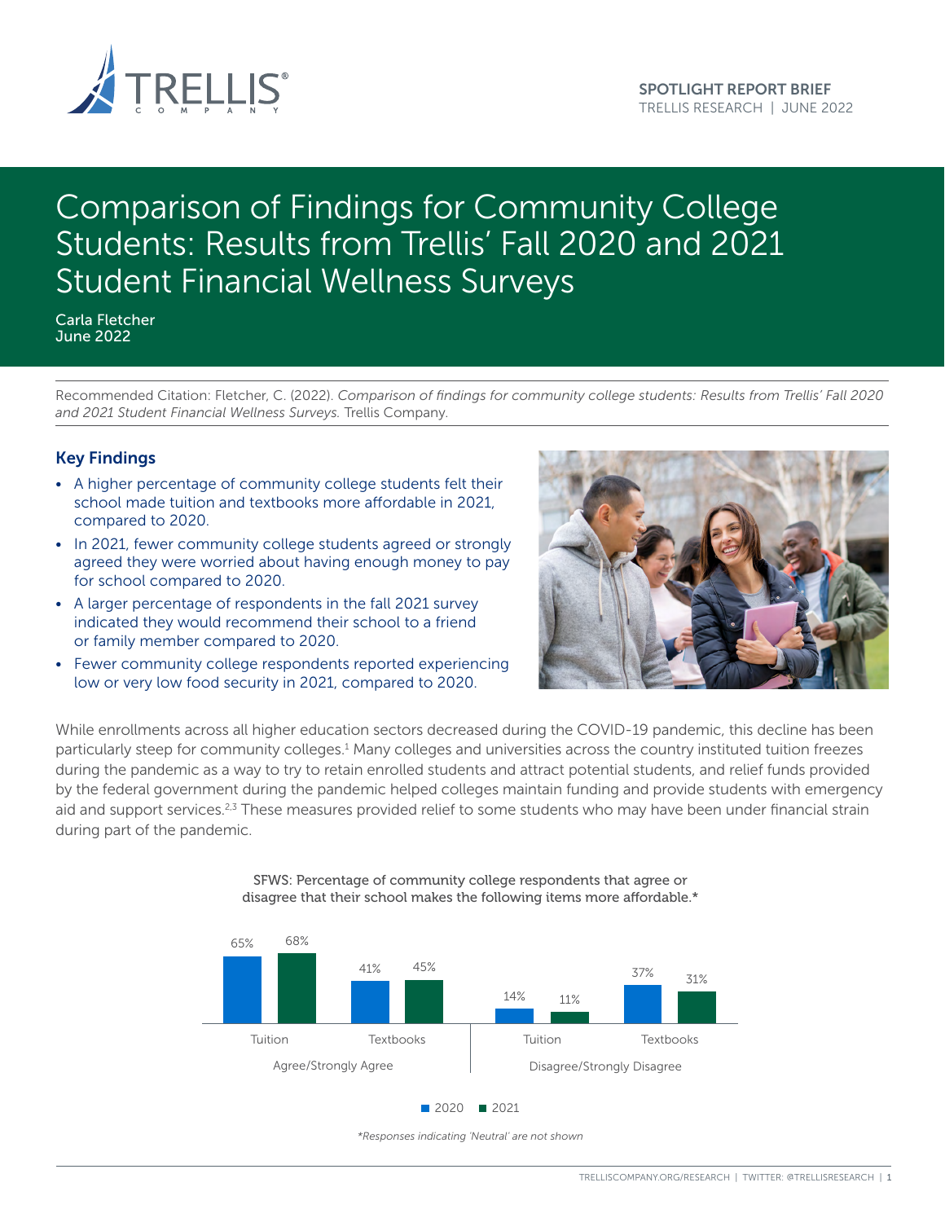SPOTLIGHT REPORT BRIEF
TRELLIS RESEARCH | JUNE 2022

# Comparison of Findings for Community College Students: Results from Trellis' Fall 2020 and 2021 Student Financial Wellness Surveys

Carla Fletcher
June 2022

Recommended Citation: Fletcher, C. (2022). *Comparison of findings for community college students: Results from Trellis' Fall 2020 and 2021 Student Financial Wellness Surveys.* Trellis Company.

## Key Findings

- A higher percentage of community college students felt their school made tuition and textbooks more affordable in 2021, compared to 2020.
- In 2021, fewer community college students agreed or strongly agreed they were worried about having enough money to pay for school compared to 2020.
- A larger percentage of respondents in the fall 2021 survey indicated they would recommend their school to a friend or family member compared to 2020.
- Fewer community college respondents reported experiencing low or very low food security in 2021, compared to 2020.

While enrollments across all higher education sectors decreased during the COVID-19 pandemic, this decline has been particularly steep for community colleges.[1] Many colleges and universities across the country instituted tuition freezes during the pandemic as a way to try to retain enrolled students and attract potential students, and relief funds provided by the federal government during the pandemic helped colleges maintain funding and provide students with emergency aid and support services.[2,3] These measures provided relief to some students who may have been under financial strain during part of the pandemic.

SFWS: Percentage of community college respondents that agree or disagree that their school makes the following items more affordable.*

| | Agree/Strongly Agree | | Disagree/Strongly Disagree | |
|---|---|---|---|---|
| | Tuition | Textbooks | Tuition | Textbooks |
| 2020 | 65% | 41% | 14% | 37% |
| 2021 | 68% | 45% | 11% | 31% |

*\*Responses indicating 'Neutral' are not shown*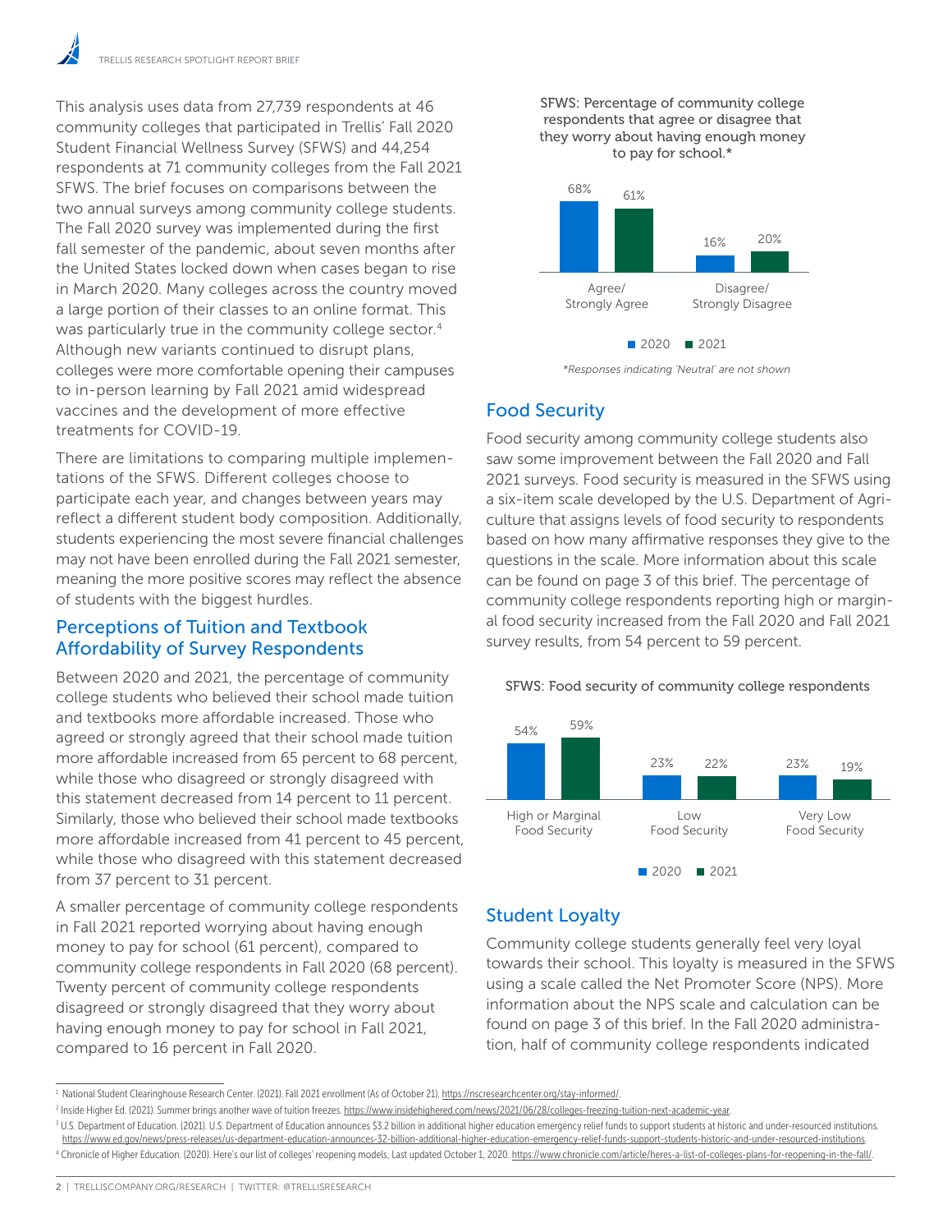This analysis uses data from 27,739 respondents at 46 community colleges that participated in Trellis' Fall 2020 Student Financial Wellness Survey (SFWS) and 44,254 respondents at 71 community colleges from the Fall 2021 SFWS. The brief focuses on comparisons between the two annual surveys among community college students. The Fall 2020 survey was implemented during the first fall semester of the pandemic, about seven months after the United States locked down when cases began to rise in March 2020. Many colleges across the country moved a large portion of their classes to an online format. This was particularly true in the community college sector.[4] Although new variants continued to disrupt plans, colleges were more comfortable opening their campuses to in-person learning by Fall 2021 amid widespread vaccines and the development of more effective treatments for COVID-19.

There are limitations to comparing multiple implementations of the SFWS. Different colleges choose to participate each year, and changes between years may reflect a different student body composition. Additionally, students experiencing the most severe financial challenges may not have been enrolled during the Fall 2021 semester, meaning the more positive scores may reflect the absence of students with the biggest hurdles.

## Perceptions of Tuition and Textbook Affordability of Survey Respondents

Between 2020 and 2021, the percentage of community college students who believed their school made tuition and textbooks more affordable increased. Those who agreed or strongly agreed that their school made tuition more affordable increased from 65 percent to 68 percent, while those who disagreed or strongly disagreed with this statement decreased from 14 percent to 11 percent. Similarly, those who believed their school made textbooks more affordable increased from 41 percent to 45 percent, while those who disagreed with this statement decreased from 37 percent to 31 percent.

A smaller percentage of community college respondents in Fall 2021 reported worrying about having enough money to pay for school (61 percent), compared to community college respondents in Fall 2020 (68 percent). Twenty percent of community college respondents disagreed or strongly disagreed that they worry about having enough money to pay for school in Fall 2021, compared to 16 percent in Fall 2020.

**SFWS: Percentage of community college respondents that agree or disagree that they worry about having enough money to pay for school.***

| | 2020 | 2021 |
|---|---|---|
| Agree/ Strongly Agree | 68% | 61% |
| Disagree/ Strongly Disagree | 16% | 20% |

*Responses indicating 'Neutral' are not shown*

## Food Security

Food security among community college students also saw some improvement between the Fall 2020 and Fall 2021 surveys. Food security is measured in the SFWS using a six-item scale developed by the U.S. Department of Agriculture that assigns levels of food security to respondents based on how many affirmative responses they give to the questions in the scale. More information about this scale can be found on page 3 of this brief. The percentage of community college respondents reporting high or marginal food security increased from the Fall 2020 and Fall 2021 survey results, from 54 percent to 59 percent.

**SFWS: Food security of community college respondents**

| | 2020 | 2021 |
|---|---|---|
| High or Marginal Food Security | 54% | 59% |
| Low Food Security | 23% | 22% |
| Very Low Food Security | 23% | 19% |

## Student Loyalty

Community college students generally feel very loyal towards their school. This loyalty is measured in the SFWS using a scale called the Net Promoter Score (NPS). More information about the NPS scale and calculation can be found on page 3 of this brief. In the Fall 2020 administration, half of community college respondents indicated

---

[1] National Student Clearinghouse Research Center. (2021). Fall 2021 enrollment (As of October 21). https://nscresearchcenter.org/stay-informed/.

[2] Inside Higher Ed. (2021). Summer brings another wave of tuition freezes. https://www.insidehighered.com/news/2021/06/28/colleges-freezing-tuition-next-academic-year.

[3] U.S. Department of Education. (2021). U.S. Department of Education announces $3.2 billion in additional higher education emergency relief funds to support students at historic and under-resourced institutions. https://www.ed.gov/news/press-releases/us-department-education-announces-32-billion-additional-higher-education-emergency-relief-funds-support-students-historic-and-under-resourced-institutions.

[4] Chronicle of Higher Education. (2020). Here's our list of colleges' reopening models, Last updated October 1, 2020. https://www.chronicle.com/article/heres-a-list-of-colleges-plans-for-reopening-in-the-fall/.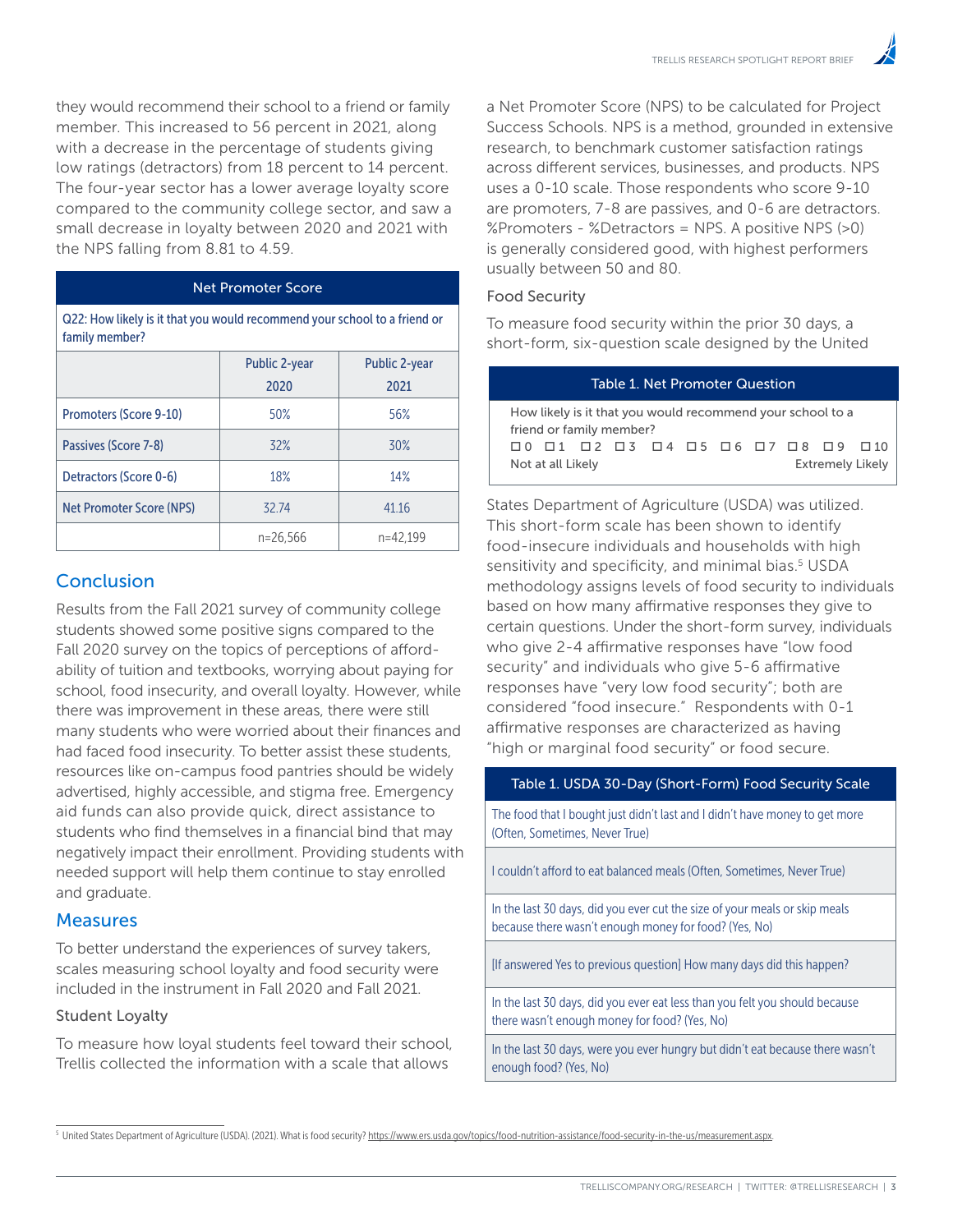they would recommend their school to a friend or family member. This increased to 56 percent in 2021, along with a decrease in the percentage of students giving low ratings (detractors) from 18 percent to 14 percent. The four-year sector has a lower average loyalty score compared to the community college sector, and saw a small decrease in loyalty between 2020 and 2021 with the NPS falling from 8.81 to 4.59.

| Net Promoter Score | | |
|---|---|---|
| Q22: How likely is it that you would recommend your school to a friend or family member? | | |
| | Public 2-year 2020 | Public 2-year 2021 |
| Promoters (Score 9-10) | 50% | 56% |
| Passives (Score 7-8) | 32% | 30% |
| Detractors (Score 0-6) | 18% | 14% |
| Net Promoter Score (NPS) | 32.74 | 41.16 |
| | n=26,566 | n=42,199 |

## Conclusion

Results from the Fall 2021 survey of community college students showed some positive signs compared to the Fall 2020 survey on the topics of perceptions of affordability of tuition and textbooks, worrying about paying for school, food insecurity, and overall loyalty. However, while there was improvement in these areas, there were still many students who were worried about their finances and had faced food insecurity. To better assist these students, resources like on-campus food pantries should be widely advertised, highly accessible, and stigma free. Emergency aid funds can also provide quick, direct assistance to students who find themselves in a financial bind that may negatively impact their enrollment. Providing students with needed support will help them continue to stay enrolled and graduate.

## Measures

To better understand the experiences of survey takers, scales measuring school loyalty and food security were included in the instrument in Fall 2020 and Fall 2021.

### Student Loyalty

To measure how loyal students feel toward their school, Trellis collected the information with a scale that allows a Net Promoter Score (NPS) to be calculated for Project Success Schools. NPS is a method, grounded in extensive research, to benchmark customer satisfaction ratings across different services, businesses, and products. NPS uses a 0-10 scale. Those respondents who score 9-10 are promoters, 7-8 are passives, and 0-6 are detractors. %Promoters - %Detractors = NPS. A positive NPS (>0) is generally considered good, with highest performers usually between 50 and 80.

| Table 1. Net Promoter Question |
|---|
| How likely is it that you would recommend your school to a friend or family member? |
| ☐ 0 ☐ 1 ☐ 2 ☐ 3 ☐ 4 ☐ 5 ☐ 6 ☐ 7 ☐ 8 ☐ 9 ☐ 10 |
| Not at all Likely — Extremely Likely |

### Food Security

To measure food security within the prior 30 days, a short-form, six-question scale designed by the United States Department of Agriculture (USDA) was utilized. This short-form scale has been shown to identify food-insecure individuals and households with high sensitivity and specificity, and minimal bias.[5] USDA methodology assigns levels of food security to individuals based on how many affirmative responses they give to certain questions. Under the short-form survey, individuals who give 2-4 affirmative responses have "low food security" and individuals who give 5-6 affirmative responses have "very low food security"; both are considered "food insecure." Respondents with 0-1 affirmative responses are characterized as having "high or marginal food security" or food secure.

| Table 1. USDA 30-Day (Short-Form) Food Security Scale |
|---|
| The food that I bought just didn't last and I didn't have money to get more (Often, Sometimes, Never True) |
| I couldn't afford to eat balanced meals (Often, Sometimes, Never True) |
| In the last 30 days, did you ever cut the size of your meals or skip meals because there wasn't enough money for food? (Yes, No) |
| [If answered Yes to previous question] How many days did this happen? |
| In the last 30 days, did you ever eat less than you felt you should because there wasn't enough money for food? (Yes, No) |
| In the last 30 days, were you ever hungry but didn't eat because there wasn't enough food? (Yes, No) |

[5] United States Department of Agriculture (USDA). (2021). What is food security? https://www.ers.usda.gov/topics/food-nutrition-assistance/food-security-in-the-us/measurement.aspx.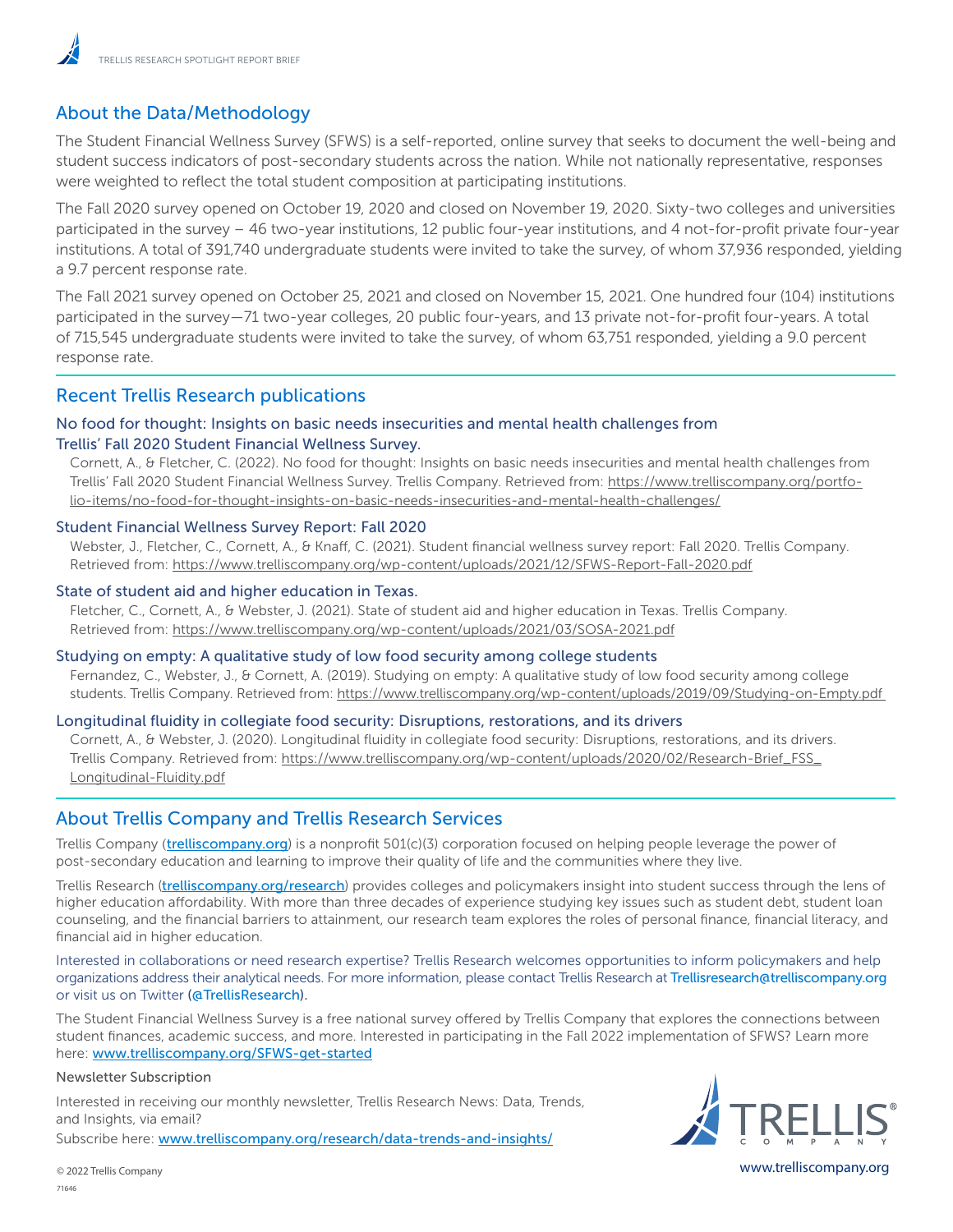## About the Data/Methodology

The Student Financial Wellness Survey (SFWS) is a self-reported, online survey that seeks to document the well-being and student success indicators of post-secondary students across the nation. While not nationally representative, responses were weighted to reflect the total student composition at participating institutions.

The Fall 2020 survey opened on October 19, 2020 and closed on November 19, 2020. Sixty-two colleges and universities participated in the survey – 46 two-year institutions, 12 public four-year institutions, and 4 not-for-profit private four-year institutions. A total of 391,740 undergraduate students were invited to take the survey, of whom 37,936 responded, yielding a 9.7 percent response rate.

The Fall 2021 survey opened on October 25, 2021 and closed on November 15, 2021. One hundred four (104) institutions participated in the survey—71 two-year colleges, 20 public four-years, and 13 private not-for-profit four-years. A total of 715,545 undergraduate students were invited to take the survey, of whom 63,751 responded, yielding a 9.0 percent response rate.

## Recent Trellis Research publications

### No food for thought: Insights on basic needs insecurities and mental health challenges from Trellis' Fall 2020 Student Financial Wellness Survey.

Cornett, A., & Fletcher, C. (2022). No food for thought: Insights on basic needs insecurities and mental health challenges from Trellis' Fall 2020 Student Financial Wellness Survey. Trellis Company. Retrieved from: https://www.trelliscompany.org/portfolio-items/no-food-for-thought-insights-on-basic-needs-insecurities-and-mental-health-challenges/

### Student Financial Wellness Survey Report: Fall 2020

Webster, J., Fletcher, C., Cornett, A., & Knaff, C. (2021). Student financial wellness survey report: Fall 2020. Trellis Company. Retrieved from: https://www.trelliscompany.org/wp-content/uploads/2021/12/SFWS-Report-Fall-2020.pdf

### State of student aid and higher education in Texas.

Fletcher, C., Cornett, A., & Webster, J. (2021). State of student aid and higher education in Texas. Trellis Company. Retrieved from: https://www.trelliscompany.org/wp-content/uploads/2021/03/SOSA-2021.pdf

### Studying on empty: A qualitative study of low food security among college students

Fernandez, C., Webster, J., & Cornett, A. (2019). Studying on empty: A qualitative study of low food security among college students. Trellis Company. Retrieved from: https://www.trelliscompany.org/wp-content/uploads/2019/09/Studying-on-Empty.pdf

### Longitudinal fluidity in collegiate food security: Disruptions, restorations, and its drivers

Cornett, A., & Webster, J. (2020). Longitudinal fluidity in collegiate food security: Disruptions, restorations, and its drivers. Trellis Company. Retrieved from: https://www.trelliscompany.org/wp-content/uploads/2020/02/Research-Brief_FSS_Longitudinal-Fluidity.pdf

## About Trellis Company and Trellis Research Services

Trellis Company (trelliscompany.org) is a nonprofit 501(c)(3) corporation focused on helping people leverage the power of post-secondary education and learning to improve their quality of life and the communities where they live.

Trellis Research (trelliscompany.org/research) provides colleges and policymakers insight into student success through the lens of higher education affordability. With more than three decades of experience studying key issues such as student debt, student loan counseling, and the financial barriers to attainment, our research team explores the roles of personal finance, financial literacy, and financial aid in higher education.

Interested in collaborations or need research expertise? Trellis Research welcomes opportunities to inform policymakers and help organizations address their analytical needs. For more information, please contact Trellis Research at Trellisresearch@trelliscompany.org or visit us on Twitter (@TrellisResearch).

The Student Financial Wellness Survey is a free national survey offered by Trellis Company that explores the connections between student finances, academic success, and more. Interested in participating in the Fall 2022 implementation of SFWS? Learn more here: www.trelliscompany.org/SFWS-get-started

Newsletter Subscription

Interested in receiving our monthly newsletter, Trellis Research News: Data, Trends, and Insights, via email?

Subscribe here: www.trelliscompany.org/research/data-trends-and-insights/

TRELLIS® COMPANY

www.trelliscompany.org

© 2022 Trellis Company

71646